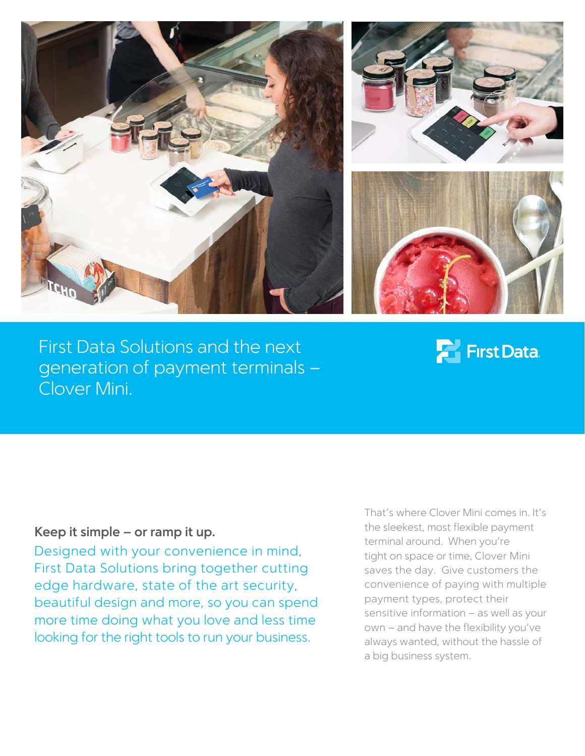# First Data Solutions and the next generation of payment terminals – Clover Mini.

First Data.

### Keep it simple – or ramp it up.

Designed with your convenience in mind, First Data Solutions bring together cutting edge hardware, state of the art security, beautiful design and more, so you can spend more time doing what you love and less time looking for the right tools to run your business.

That's where Clover Mini comes in. It's the sleekest, most flexible payment terminal around. When you're tight on space or time, Clover Mini saves the day. Give customers the convenience of paying with multiple payment types, protect their sensitive information – as well as your own – and have the flexibility you've always wanted, without the hassle of a big business system.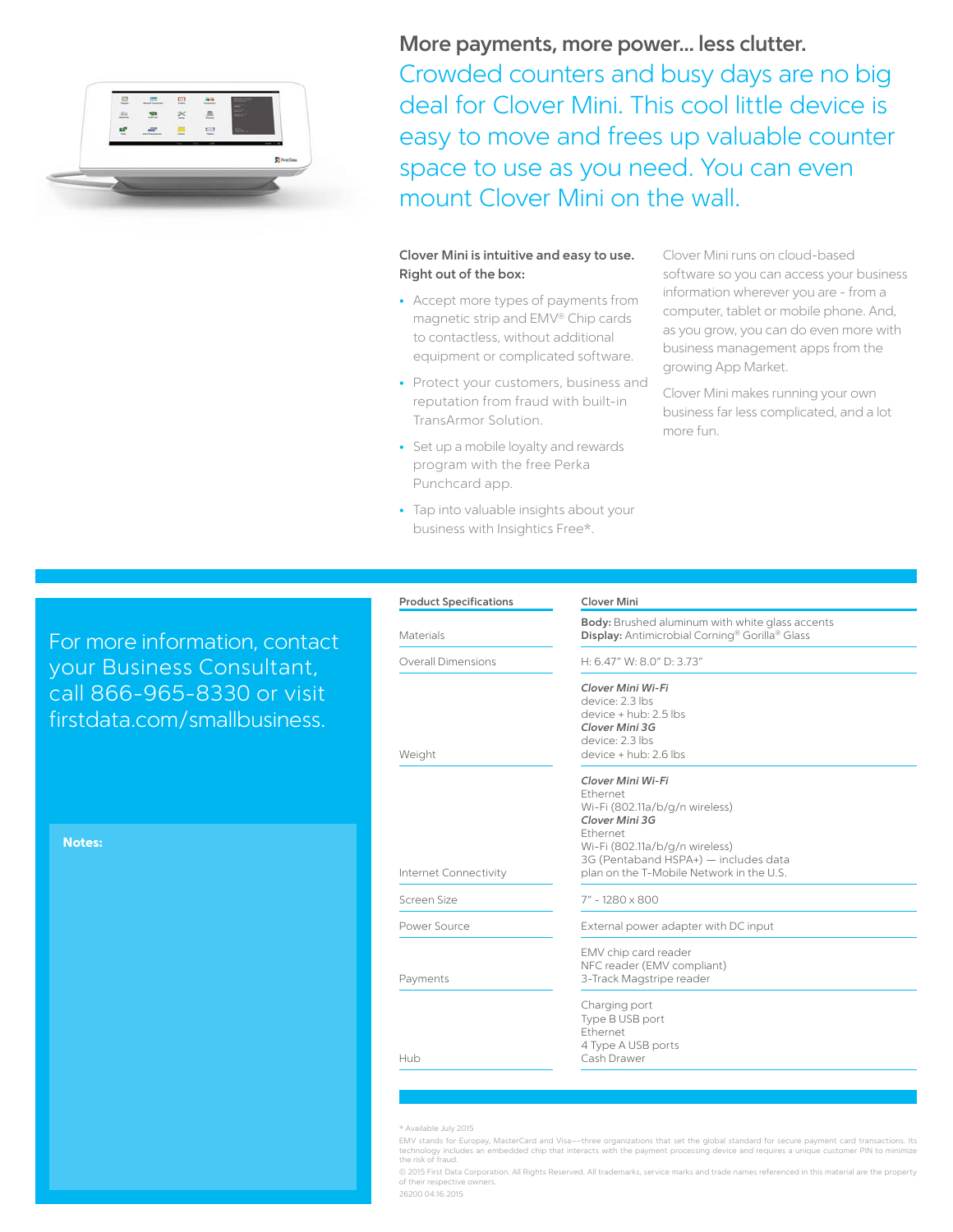## More payments, more power... less clutter.

Crowded counters and busy days are no big deal for Clover Mini. This cool little device is easy to move and frees up valuable counter space to use as you need. You can even mount Clover Mini on the wall.

**Clover Mini is intuitive and easy to use. Right out of the box:**

- Accept more types of payments from magnetic strip and EMV® Chip cards to contactless, without additional equipment or complicated software.
- Protect your customers, business and reputation from fraud with built-in TransArmor Solution.
- Set up a mobile loyalty and rewards program with the free Perka Punchcard app.
- Tap into valuable insights about your business with Insightics Free*.

Clover Mini runs on cloud-based software so you can access your business information wherever you are - from a computer, tablet or mobile phone. And, as you grow, you can do even more with business management apps from the growing App Market.

Clover Mini makes running your own business far less complicated, and a lot more fun.

For more information, contact your Business Consultant, call 866-965-8330 or visit firstdata.com/smallbusiness.

**Notes:**

| Product Specifications | Clover Mini |
|---|---|
| Materials | **Body:** Brushed aluminum with white glass accents<br>**Display:** Antimicrobial Corning® Gorilla® Glass |
| Overall Dimensions | H: 6.47" W: 8.0" D: 3.73" |
| Weight | ***Clover Mini Wi-Fi***<br>device: 2.3 lbs<br>device + hub: 2.5 lbs<br>***Clover Mini 3G***<br>device: 2.3 lbs<br>device + hub: 2.6 lbs |
| Internet Connectivity | ***Clover Mini Wi-Fi***<br>Ethernet<br>Wi-Fi (802.11a/b/g/n wireless)<br>***Clover Mini 3G***<br>Ethernet<br>Wi-Fi (802.11a/b/g/n wireless)<br>3G (Pentaband HSPA+) — includes data plan on the T-Mobile Network in the U.S. |
| Screen Size | 7" - 1280 x 800 |
| Power Source | External power adapter with DC input |
| Payments | EMV chip card reader<br>NFC reader (EMV compliant)<br>3-Track Magstripe reader |
| Hub | Charging port<br>Type B USB port<br>Ethernet<br>4 Type A USB ports<br>Cash Drawer |

* Available July 2015

EMV stands for Europay, MasterCard and Visa—three organizations that set the global standard for secure payment card transactions. Its technology includes an embedded chip that interacts with the payment processing device and requires a unique customer PIN to minimize the risk of fraud.

© 2015 First Data Corporation. All Rights Reserved. All trademarks, service marks and trade names referenced in this material are the property of their respective owners.

26200 04.16.2015